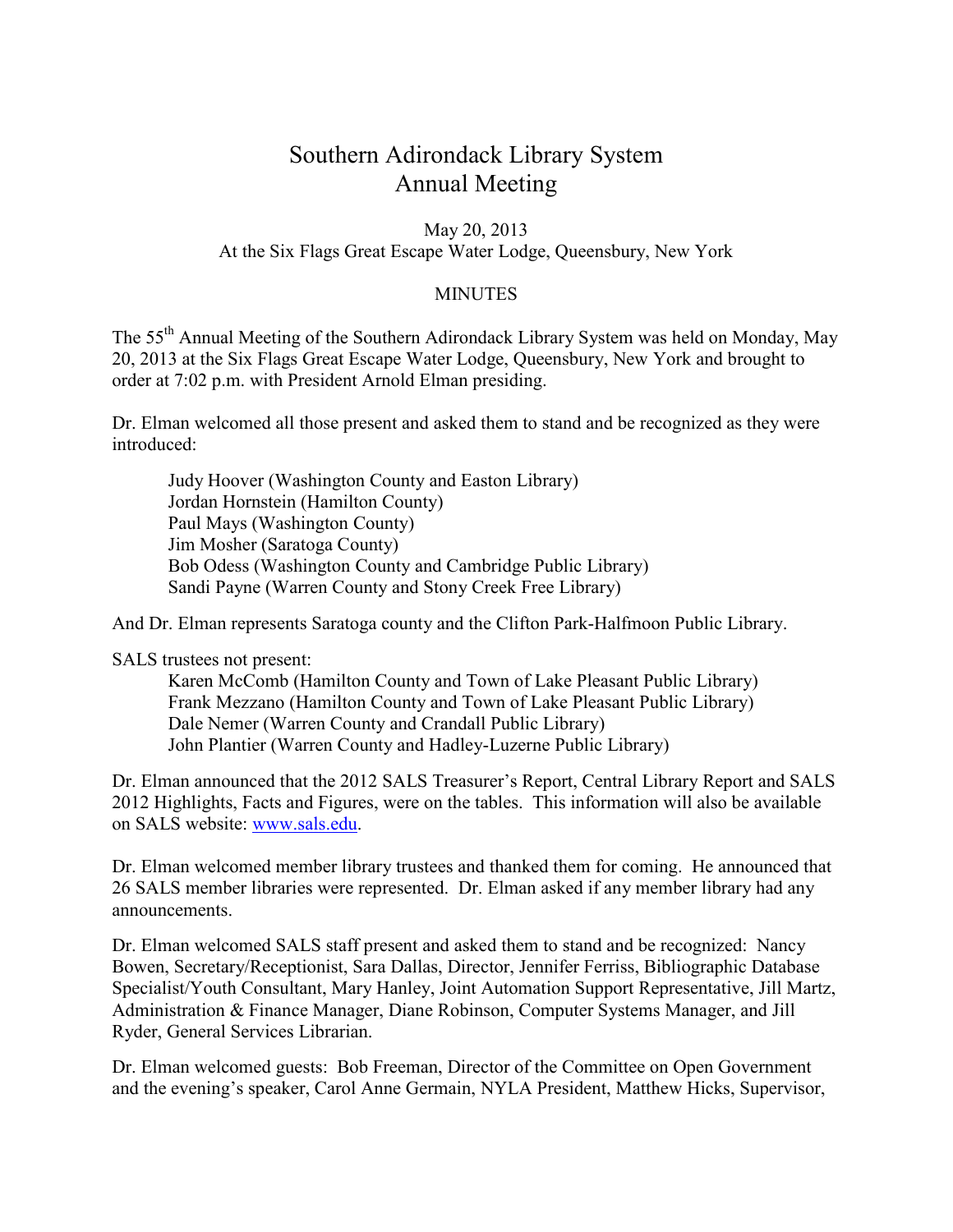# Southern Adirondack Library System
# Annual Meeting

May 20, 2013
At the Six Flags Great Escape Water Lodge, Queensbury, New York

MINUTES

The 55th Annual Meeting of the Southern Adirondack Library System was held on Monday, May 20, 2013 at the Six Flags Great Escape Water Lodge, Queensbury, New York and brought to order at 7:02 p.m. with President Arnold Elman presiding.

Dr. Elman welcomed all those present and asked them to stand and be recognized as they were introduced:

> Judy Hoover (Washington County and Easton Library)
> Jordan Hornstein (Hamilton County)
> Paul Mays (Washington County)
> Jim Mosher (Saratoga County)
> Bob Odess (Washington County and Cambridge Public Library)
> Sandi Payne (Warren County and Stony Creek Free Library)

And Dr. Elman represents Saratoga county and the Clifton Park-Halfmoon Public Library.

SALS trustees not present:

> Karen McComb (Hamilton County and Town of Lake Pleasant Public Library)
> Frank Mezzano (Hamilton County and Town of Lake Pleasant Public Library)
> Dale Nemer (Warren County and Crandall Public Library)
> John Plantier (Warren County and Hadley-Luzerne Public Library)

Dr. Elman announced that the 2012 SALS Treasurer's Report, Central Library Report and SALS 2012 Highlights, Facts and Figures, were on the tables. This information will also be available on SALS website: www.sals.edu.

Dr. Elman welcomed member library trustees and thanked them for coming. He announced that 26 SALS member libraries were represented. Dr. Elman asked if any member library had any announcements.

Dr. Elman welcomed SALS staff present and asked them to stand and be recognized: Nancy Bowen, Secretary/Receptionist, Sara Dallas, Director, Jennifer Ferriss, Bibliographic Database Specialist/Youth Consultant, Mary Hanley, Joint Automation Support Representative, Jill Martz, Administration & Finance Manager, Diane Robinson, Computer Systems Manager, and Jill Ryder, General Services Librarian.

Dr. Elman welcomed guests: Bob Freeman, Director of the Committee on Open Government and the evening's speaker, Carol Anne Germain, NYLA President, Matthew Hicks, Supervisor,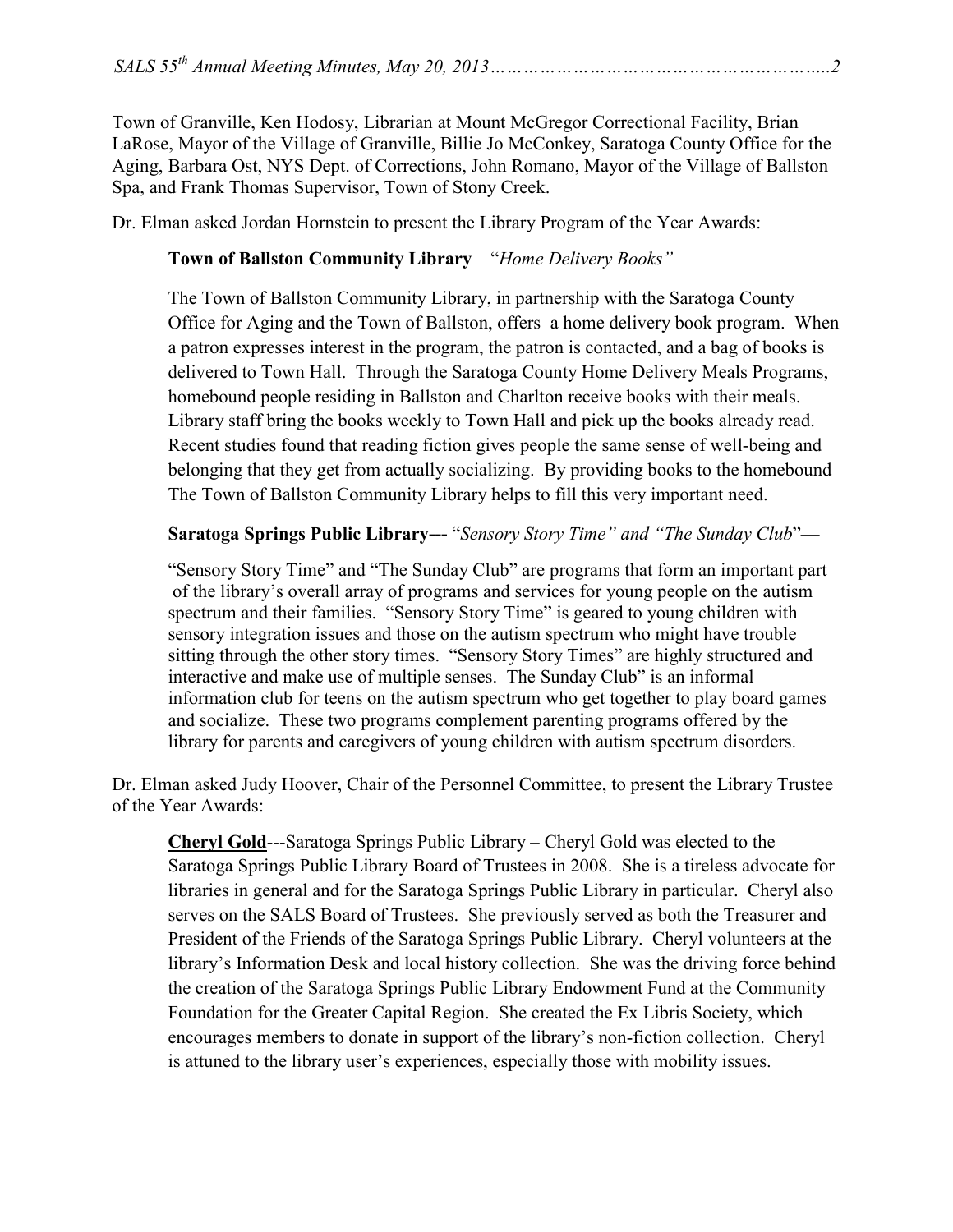Town of Granville, Ken Hodosy, Librarian at Mount McGregor Correctional Facility, Brian LaRose, Mayor of the Village of Granville, Billie Jo McConkey, Saratoga County Office for the Aging, Barbara Ost, NYS Dept. of Corrections, John Romano, Mayor of the Village of Ballston Spa, and Frank Thomas Supervisor, Town of Stony Creek.

Dr. Elman asked Jordan Hornstein to present the Library Program of the Year Awards:

> **Town of Ballston Community Library**—"*Home Delivery Books"*—
>
> The Town of Ballston Community Library, in partnership with the Saratoga County Office for Aging and the Town of Ballston, offers a home delivery book program. When a patron expresses interest in the program, the patron is contacted, and a bag of books is delivered to Town Hall. Through the Saratoga County Home Delivery Meals Programs, homebound people residing in Ballston and Charlton receive books with their meals. Library staff bring the books weekly to Town Hall and pick up the books already read. Recent studies found that reading fiction gives people the same sense of well-being and belonging that they get from actually socializing. By providing books to the homebound The Town of Ballston Community Library helps to fill this very important need.
>
> **Saratoga Springs Public Library---** "*Sensory Story Time" and "The Sunday Club*"—
>
> "Sensory Story Time" and "The Sunday Club" are programs that form an important part of the library's overall array of programs and services for young people on the autism spectrum and their families. "Sensory Story Time" is geared to young children with sensory integration issues and those on the autism spectrum who might have trouble sitting through the other story times. "Sensory Story Times" are highly structured and interactive and make use of multiple senses. The Sunday Club" is an informal information club for teens on the autism spectrum who get together to play board games and socialize. These two programs complement parenting programs offered by the library for parents and caregivers of young children with autism spectrum disorders.

Dr. Elman asked Judy Hoover, Chair of the Personnel Committee, to present the Library Trustee of the Year Awards:

> **<u>Cheryl Gold</u>**---Saratoga Springs Public Library – Cheryl Gold was elected to the Saratoga Springs Public Library Board of Trustees in 2008. She is a tireless advocate for libraries in general and for the Saratoga Springs Public Library in particular. Cheryl also serves on the SALS Board of Trustees. She previously served as both the Treasurer and President of the Friends of the Saratoga Springs Public Library. Cheryl volunteers at the library's Information Desk and local history collection. She was the driving force behind the creation of the Saratoga Springs Public Library Endowment Fund at the Community Foundation for the Greater Capital Region. She created the Ex Libris Society, which encourages members to donate in support of the library's non-fiction collection. Cheryl is attuned to the library user's experiences, especially those with mobility issues.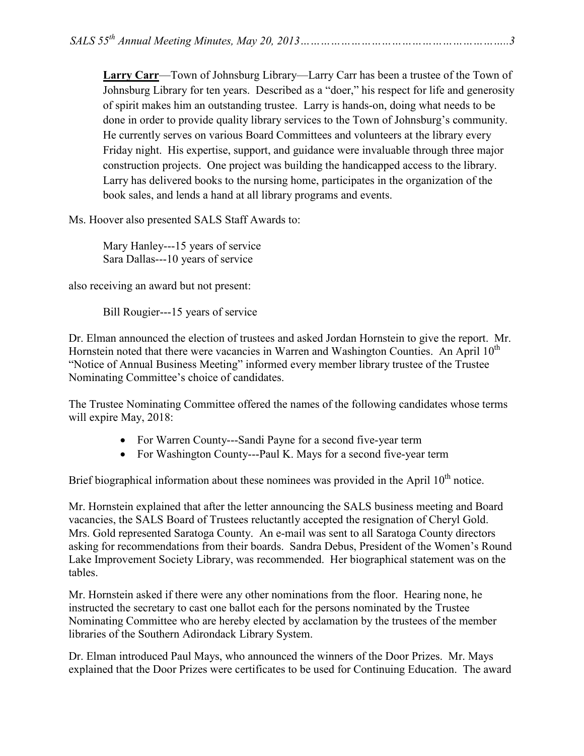**Larry Carr**—Town of Johnsburg Library—Larry Carr has been a trustee of the Town of Johnsburg Library for ten years. Described as a "doer," his respect for life and generosity of spirit makes him an outstanding trustee. Larry is hands-on, doing what needs to be done in order to provide quality library services to the Town of Johnsburg's community. He currently serves on various Board Committees and volunteers at the library every Friday night. His expertise, support, and guidance were invaluable through three major construction projects. One project was building the handicapped access to the library. Larry has delivered books to the nursing home, participates in the organization of the book sales, and lends a hand at all library programs and events.

Ms. Hoover also presented SALS Staff Awards to:

Mary Hanley---15 years of service
Sara Dallas---10 years of service

also receiving an award but not present:

Bill Rougier---15 years of service

Dr. Elman announced the election of trustees and asked Jordan Hornstein to give the report. Mr. Hornstein noted that there were vacancies in Warren and Washington Counties. An April 10th "Notice of Annual Business Meeting" informed every member library trustee of the Trustee Nominating Committee's choice of candidates.

The Trustee Nominating Committee offered the names of the following candidates whose terms will expire May, 2018:

- For Warren County---Sandi Payne for a second five-year term
- For Washington County---Paul K. Mays for a second five-year term

Brief biographical information about these nominees was provided in the April 10th notice.

Mr. Hornstein explained that after the letter announcing the SALS business meeting and Board vacancies, the SALS Board of Trustees reluctantly accepted the resignation of Cheryl Gold. Mrs. Gold represented Saratoga County. An e-mail was sent to all Saratoga County directors asking for recommendations from their boards. Sandra Debus, President of the Women's Round Lake Improvement Society Library, was recommended. Her biographical statement was on the tables.

Mr. Hornstein asked if there were any other nominations from the floor. Hearing none, he instructed the secretary to cast one ballot each for the persons nominated by the Trustee Nominating Committee who are hereby elected by acclamation by the trustees of the member libraries of the Southern Adirondack Library System.

Dr. Elman introduced Paul Mays, who announced the winners of the Door Prizes. Mr. Mays explained that the Door Prizes were certificates to be used for Continuing Education. The award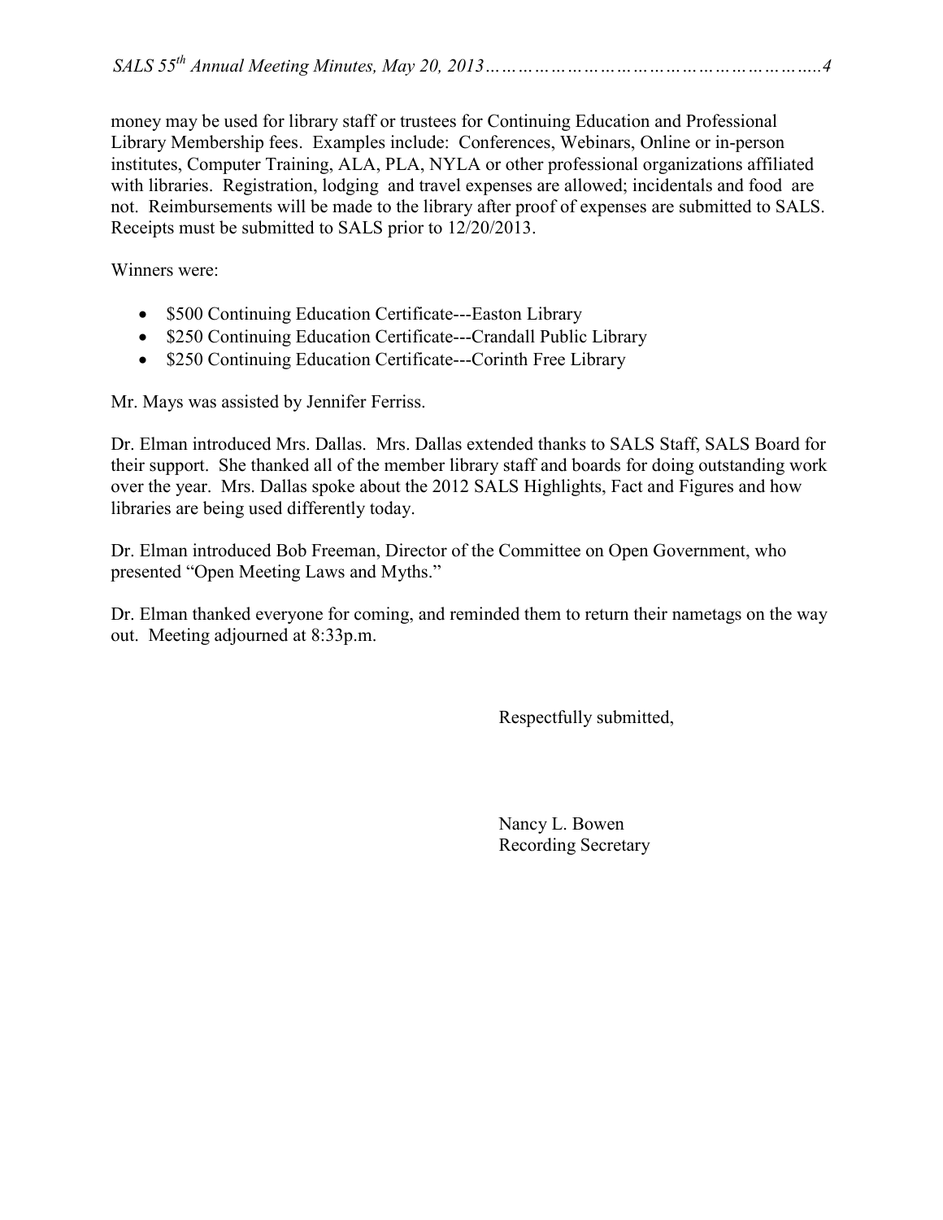money may be used for library staff or trustees for Continuing Education and Professional Library Membership fees. Examples include: Conferences, Webinars, Online or in-person institutes, Computer Training, ALA, PLA, NYLA or other professional organizations affiliated with libraries. Registration, lodging and travel expenses are allowed; incidentals and food are not. Reimbursements will be made to the library after proof of expenses are submitted to SALS. Receipts must be submitted to SALS prior to 12/20/2013.

Winners were:

- \$500 Continuing Education Certificate---Easton Library
- \$250 Continuing Education Certificate---Crandall Public Library
- \$250 Continuing Education Certificate---Corinth Free Library

Mr. Mays was assisted by Jennifer Ferriss.

Dr. Elman introduced Mrs. Dallas. Mrs. Dallas extended thanks to SALS Staff, SALS Board for their support. She thanked all of the member library staff and boards for doing outstanding work over the year. Mrs. Dallas spoke about the 2012 SALS Highlights, Fact and Figures and how libraries are being used differently today.

Dr. Elman introduced Bob Freeman, Director of the Committee on Open Government, who presented "Open Meeting Laws and Myths."

Dr. Elman thanked everyone for coming, and reminded them to return their nametags on the way out. Meeting adjourned at 8:33p.m.

Respectfully submitted,

Nancy L. Bowen
Recording Secretary